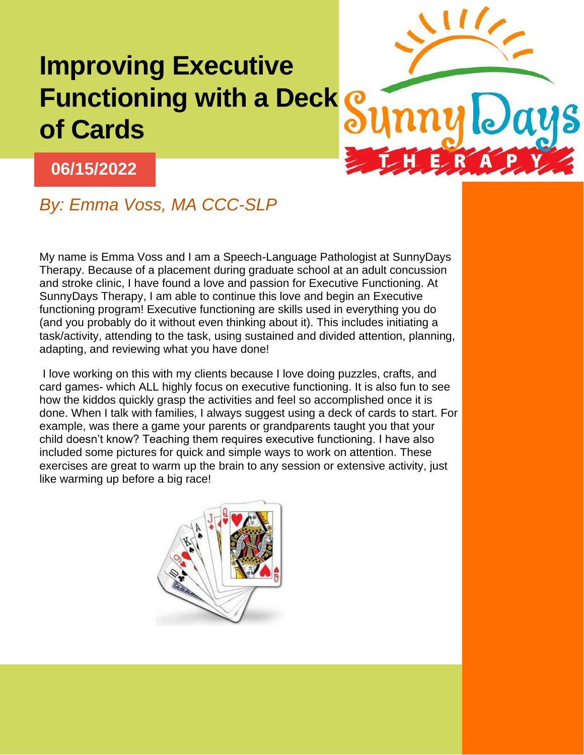# Improving Executive Functioning with a Deck of Cards

**06/15/2022**

*By: Emma Voss, MA CCC-SLP*

My name is Emma Voss and I am a Speech-Language Pathologist at SunnyDays Therapy. Because of a placement during graduate school at an adult concussion and stroke clinic, I have found a love and passion for Executive Functioning. At SunnyDays Therapy, I am able to continue this love and begin an Executive functioning program! Executive functioning are skills used in everything you do (and you probably do it without even thinking about it). This includes initiating a task/activity, attending to the task, using sustained and divided attention, planning, adapting, and reviewing what you have done!

I love working on this with my clients because I love doing puzzles, crafts, and card games- which ALL highly focus on executive functioning. It is also fun to see how the kiddos quickly grasp the activities and feel so accomplished once it is done. When I talk with families, I always suggest using a deck of cards to start. For example, was there a game your parents or grandparents taught you that your child doesn't know? Teaching them requires executive functioning. I have also included some pictures for quick and simple ways to work on attention. These exercises are great to warm up the brain to any session or extensive activity, just like warming up before a big race!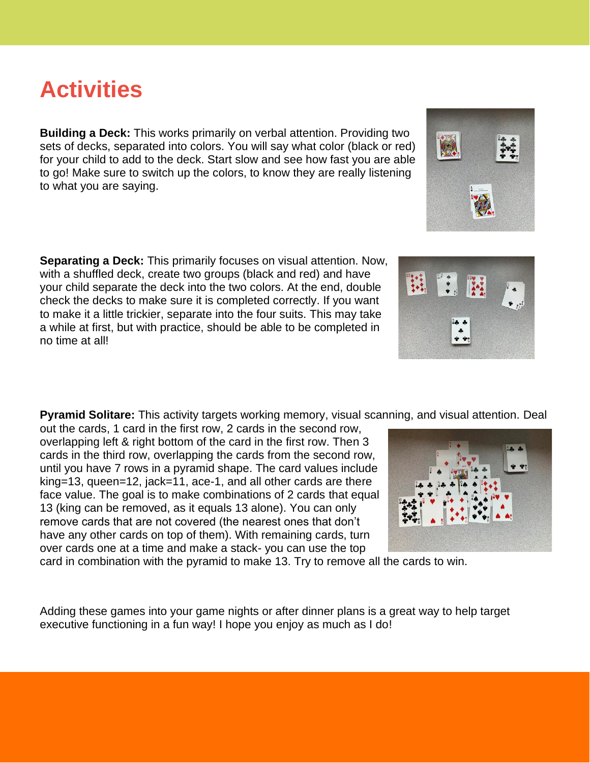# Activities

**Building a Deck:** This works primarily on verbal attention. Providing two sets of decks, separated into colors. You will say what color (black or red) for your child to add to the deck. Start slow and see how fast you are able to go! Make sure to switch up the colors, to know they are really listening to what you are saying.

**Separating a Deck:** This primarily focuses on visual attention. Now, with a shuffled deck, create two groups (black and red) and have your child separate the deck into the two colors. At the end, double check the decks to make sure it is completed correctly. If you want to make it a little trickier, separate into the four suits. This may take a while at first, but with practice, should be able to be completed in no time at all!

**Pyramid Solitare:** This activity targets working memory, visual scanning, and visual attention. Deal out the cards, 1 card in the first row, 2 cards in the second row, overlapping left & right bottom of the card in the first row. Then 3 cards in the third row, overlapping the cards from the second row, until you have 7 rows in a pyramid shape. The card values include king=13, queen=12, jack=11, ace-1, and all other cards are there face value. The goal is to make combinations of 2 cards that equal 13 (king can be removed, as it equals 13 alone). You can only remove cards that are not covered (the nearest ones that don't have any other cards on top of them). With remaining cards, turn over cards one at a time and make a stack- you can use the top card in combination with the pyramid to make 13. Try to remove all the cards to win.

Adding these games into your game nights or after dinner plans is a great way to help target executive functioning in a fun way! I hope you enjoy as much as I do!